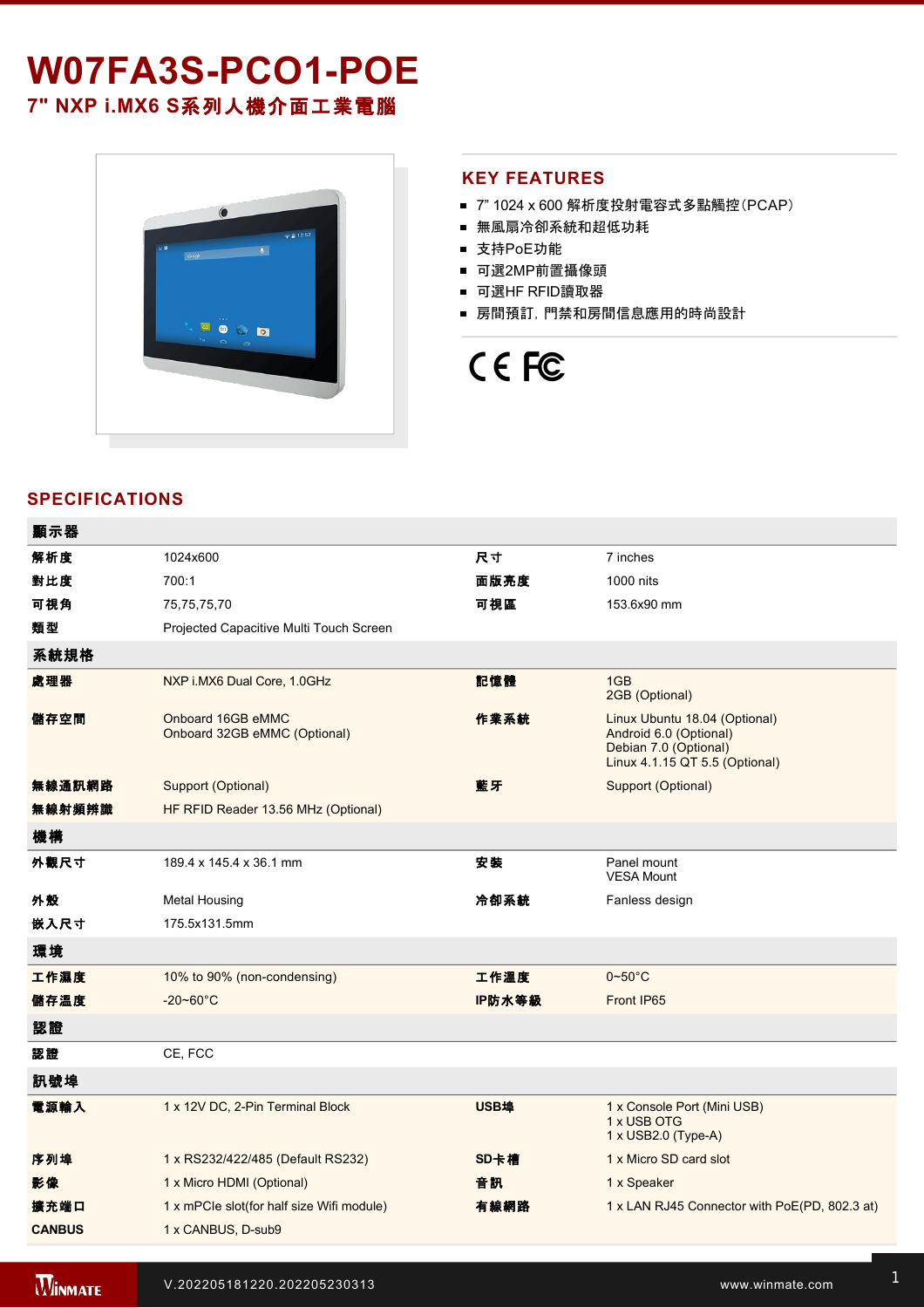# W07FA3S-PCO1-POE

## 7" NXP i.MX6 S系列人機介面工業電腦

## KEY FEATURES

- 7" 1024 x 600 解析度投射電容式多點觸控(PCAP)
- 無風扇冷卻系統和超低功耗
- 支持PoE功能
- 可選2MP前置攝像頭
- 可選HF RFID讀取器
- 房間預訂，門禁和房間信息應用的時尚設計

## SPECIFICATIONS

| 顯示器 | | | |
|---|---|---|---|
| 解析度 | 1024x600 | 尺寸 | 7 inches |
| 對比度 | 700:1 | 面版亮度 | 1000 nits |
| 可視角 | 75,75,75,70 | 可視區 | 153.6x90 mm |
| 類型 | Projected Capacitive Multi Touch Screen | | |
| **系統規格** | | | |
| 處理器 | NXP i.MX6 Dual Core, 1.0GHz | 記憶體 | 1GB<br>2GB (Optional) |
| 儲存空間 | Onboard 16GB eMMC<br>Onboard 32GB eMMC (Optional) | 作業系統 | Linux Ubuntu 18.04 (Optional)<br>Android 6.0 (Optional)<br>Debian 7.0 (Optional)<br>Linux 4.1.15 QT 5.5 (Optional) |
| 無線通訊網路 | Support (Optional) | 藍牙 | Support (Optional) |
| 無線射頻辨識 | HF RFID Reader 13.56 MHz (Optional) | | |
| **機構** | | | |
| 外觀尺寸 | 189.4 x 145.4 x 36.1 mm | 安裝 | Panel mount<br>VESA Mount |
| 外殼 | Metal Housing | 冷卻系統 | Fanless design |
| 嵌入尺寸 | 175.5x131.5mm | | |
| **環境** | | | |
| 工作濕度 | 10% to 90% (non-condensing) | 工作溫度 | 0~50°C |
| 儲存溫度 | -20~60°C | IP防水等級 | Front IP65 |
| **認證** | | | |
| 認證 | CE, FCC | | |
| **訊號埠** | | | |
| 電源輸入 | 1 x 12V DC, 2-Pin Terminal Block | USB埠 | 1 x Console Port (Mini USB)<br>1 x USB OTG<br>1 x USB2.0 (Type-A) |
| 序列埠 | 1 x RS232/422/485 (Default RS232) | SD卡槽 | 1 x Micro SD card slot |
| 影像 | 1 x Micro HDMI (Optional) | 音訊 | 1 x Speaker |
| 擴充端口 | 1 x mPCIe slot(for half size Wifi module) | 有線網路 | 1 x LAN RJ45 Connector with PoE(PD, 802.3 at) |
| CANBUS | 1 x CANBUS, D-sub9 | | |

V.202205181220.202205230313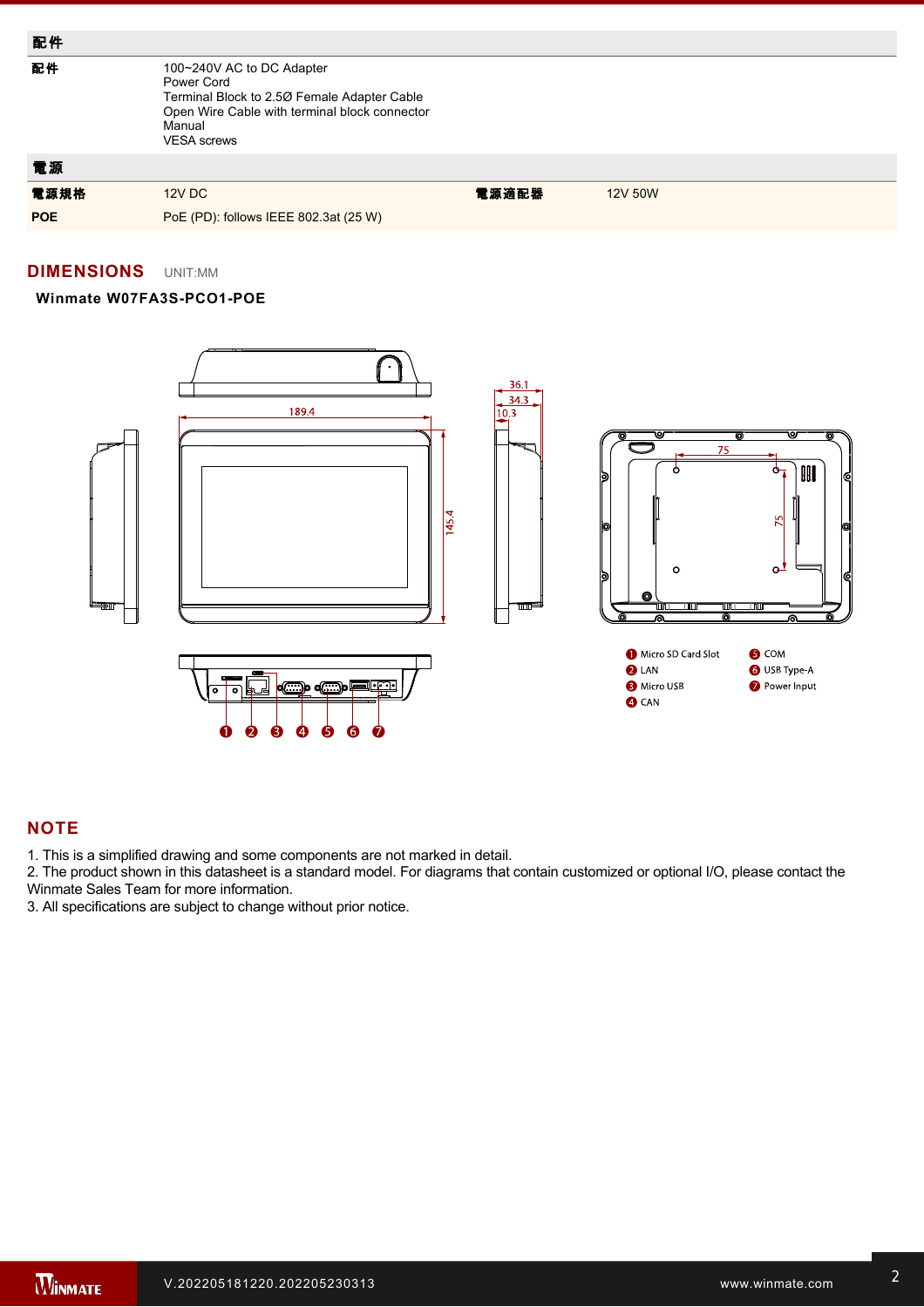## 配件

| | | | |
|---|---|---|---|
| **配件** | 100~240V AC to DC Adapter<br>Power Cord<br>Terminal Block to 2.5Ø Female Adapter Cable<br>Open Wire Cable with terminal block connector<br>Manual<br>VESA screws | | |

## 電源

| | | | |
|---|---|---|---|
| **電源規格** | 12V DC | **電源適配器** | 12V 50W |
| **POE** | PoE (PD): follows IEEE 802.3at (25 W) | | |

## DIMENSIONS UNIT:MM

**Winmate W07FA3S-PCO1-POE**

189.4
145.4
36.1
34.3
10.3
75
75

1 Micro SD Card Slot
2 LAN
3 Micro USB
4 CAN
5 COM
6 USB Type-A
7 Power Input

## NOTE

1. This is a simplified drawing and some components are not marked in detail.
2. The product shown in this datasheet is a standard model. For diagrams that contain customized or optional I/O, please contact the Winmate Sales Team for more information.
3. All specifications are subject to change without prior notice.